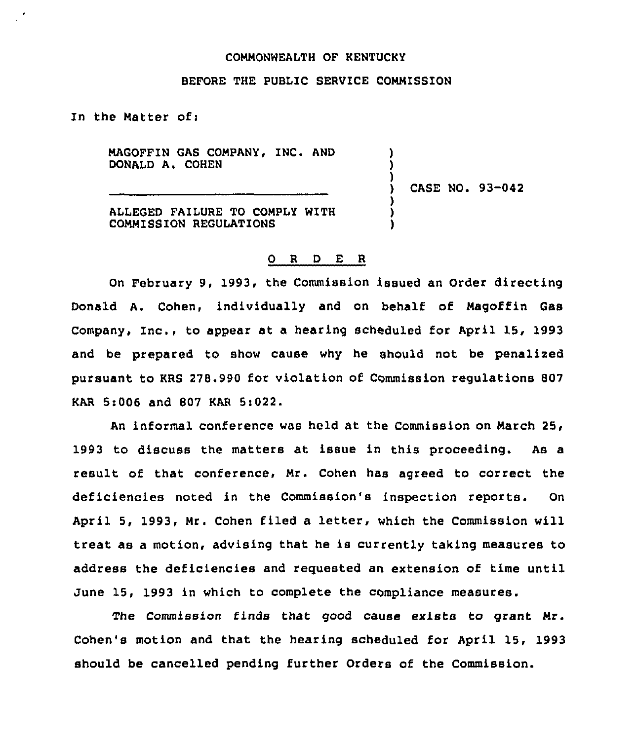COMMONWEALTH OF KENTUCKY

BEFORE THE PUBLIC SERVICE COMMISSION

In the Matter of:

| | | |
|---|---|---|
| MAGOFFIN GAS COMPANY, INC. AND DONALD A. COHEN | ) | CASE NO. 93-042 |
| ALLEGED FAILURE TO COMPLY WITH COMMISSION REGULATIONS | ) | |

# O R D E R

On February 9, 1993, the Commission issued an Order directing Donald A. Cohen, individually and on behalf of Magoffin Gas Company, Inc., to appear at a hearing scheduled for April 15, 1993 and be prepared to show cause why he should not be penalized pursuant to KRS 278.990 for violation of Commission regulations 807 KAR 5:006 and 807 KAR 5:022.

An informal conference was held at the Commission on March 25, 1993 to discuss the matters at issue in this proceeding. As a result of that conference, Mr. Cohen has agreed to correct the deficiencies noted in the Commission's inspection reports. On April 5, 1993, Mr. Cohen filed a letter, which the Commission will treat as a motion, advising that he is currently taking measures to address the deficiencies and requested an extension of time until June 15, 1993 in which to complete the compliance measures.

The Commission finds that good cause exists to grant Mr. Cohen's motion and that the hearing scheduled for April 15, 1993 should be cancelled pending further Orders of the Commission.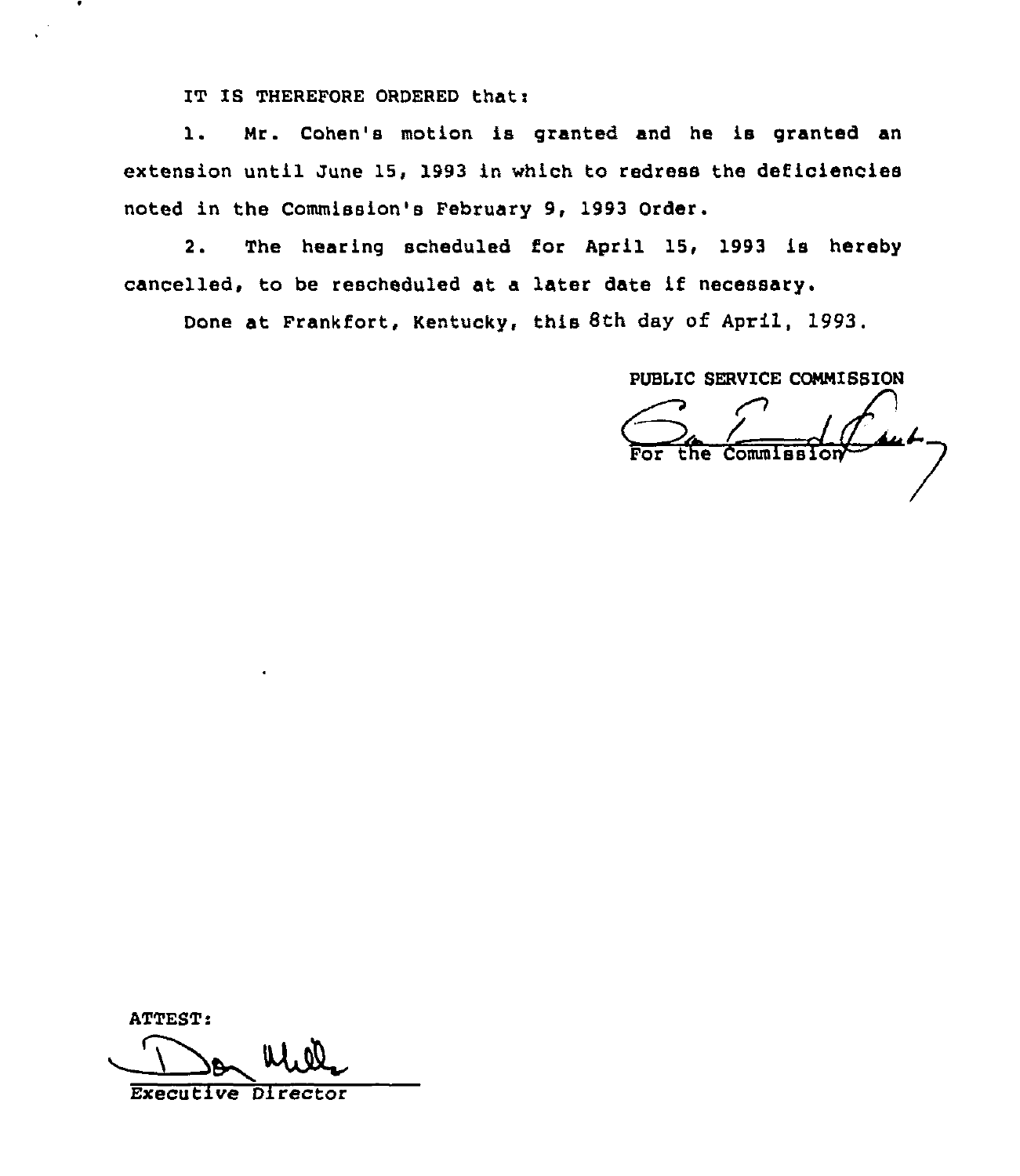IT IS THEREFORE ORDERED that:

1. Mr. Cohen's motion is granted and he is granted an extension until June 15, 1993 in which to redress the deficiencies noted in the Commission's February 9, 1993 Order.

2. The hearing scheduled for April 15, 1993 is hereby cancelled, to be rescheduled at a later date if necessary.

Done at Frankfort, Kentucky, this 8th day of April, 1993.

PUBLIC SERVICE COMMISSION

For the Commission

ATTEST:

Executive Director